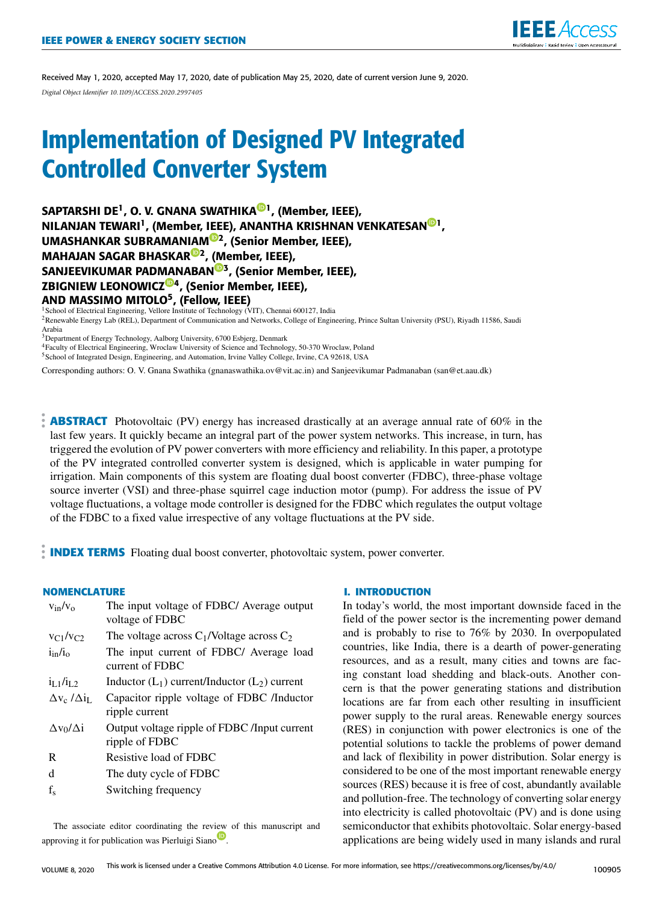IEEE POWER & ENERGY SOCIETY SECTION

Received May 1, 2020, accepted May 17, 2020, date of publication May 25, 2020, date of current version June 9, 2020.

*Digital Object Identifier 10.1109/ACCESS.2020.2997405*

# Implementation of Designed PV Integrated Controlled Converter System

**SAPTARSHI DE[1], O. V. GNANA SWATHIKA[1], (Member, IEEE), NILANJAN TEWARI[1], (Member, IEEE), ANANTHA KRISHNAN VENKATESAN[1], UMASHANKAR SUBRAMANIAM[2], (Senior Member, IEEE), MAHAJAN SAGAR BHASKAR[2], (Member, IEEE), SANJEEVIKUMAR PADMANABAN[3], (Senior Member, IEEE), ZBIGNIEW LEONOWICZ[4], (Senior Member, IEEE), AND MASSIMO MITOLO[5], (Fellow, IEEE)**

[1]School of Electrical Engineering, Vellore Institute of Technology (VIT), Chennai 600127, India
[2]Renewable Energy Lab (REL), Department of Communication and Networks, College of Engineering, Prince Sultan University (PSU), Riyadh 11586, Saudi Arabia
[3]Department of Energy Technology, Aalborg University, 6700 Esbjerg, Denmark
[4]Faculty of Electrical Engineering, Wroclaw University of Science and Technology, 50-370 Wroclaw, Poland
[5]School of Integrated Design, Engineering, and Automation, Irvine Valley College, Irvine, CA 92618, USA

Corresponding authors: O. V. Gnana Swathika (gnanaswathika.ov@vit.ac.in) and Sanjeevikumar Padmanaban (san@et.aau.dk)

**ABSTRACT** Photovoltaic (PV) energy has increased drastically at an average annual rate of 60% in the last few years. It quickly became an integral part of the power system networks. This increase, in turn, has triggered the evolution of PV power converters with more efficiency and reliability. In this paper, a prototype of the PV integrated controlled converter system is designed, which is applicable in water pumping for irrigation. Main components of this system are floating dual boost converter (FDBC), three-phase voltage source inverter (VSI) and three-phase squirrel cage induction motor (pump). For address the issue of PV voltage fluctuations, a voltage mode controller is designed for the FDBC which regulates the output voltage of the FDBC to a fixed value irrespective of any voltage fluctuations at the PV side.

**INDEX TERMS** Floating dual boost converter, photovoltaic system, power converter.

## NOMENCLATURE

| | |
|---|---|
| $v_{in}/v_o$ | The input voltage of FDBC/ Average output voltage of FDBC |
| $v_{C1}/v_{C2}$ | The voltage across $C_1$/Voltage across $C_2$ |
| $i_{in}/i_o$ | The input current of FDBC/ Average load current of FDBC |
| $i_{L1}/i_{L2}$ | Inductor ($L_1$) current/Inductor ($L_2$) current |
| $\Delta v_c$ /$\Delta i_L$ | Capacitor ripple voltage of FDBC /Inductor ripple current |
| $\Delta v_0/\Delta i$ | Output voltage ripple of FDBC /Input current ripple of FDBC |
| R | Resistive load of FDBC |
| d | The duty cycle of FDBC |
| $f_s$ | Switching frequency |

The associate editor coordinating the review of this manuscript and approving it for publication was Pierluigi Siano.

## I. INTRODUCTION

In today's world, the most important downside faced in the field of the power sector is the incrementing power demand and is probably to rise to 76% by 2030. In overpopulated countries, like India, there is a dearth of power-generating resources, and as a result, many cities and towns are facing constant load shedding and black-outs. Another concern is that the power generating stations and distribution locations are far from each other resulting in insufficient power supply to the rural areas. Renewable energy sources (RES) in conjunction with power electronics is one of the potential solutions to tackle the problems of power demand and lack of flexibility in power distribution. Solar energy is considered to be one of the most important renewable energy sources (RES) because it is free of cost, abundantly available and pollution-free. The technology of converting solar energy into electricity is called photovoltaic (PV) and is done using semiconductor that exhibits photovoltaic. Solar energy-based applications are being widely used in many islands and rural

This work is licensed under a Creative Commons Attribution 4.0 License. For more information, see https://creativecommons.org/licenses/by/4.0/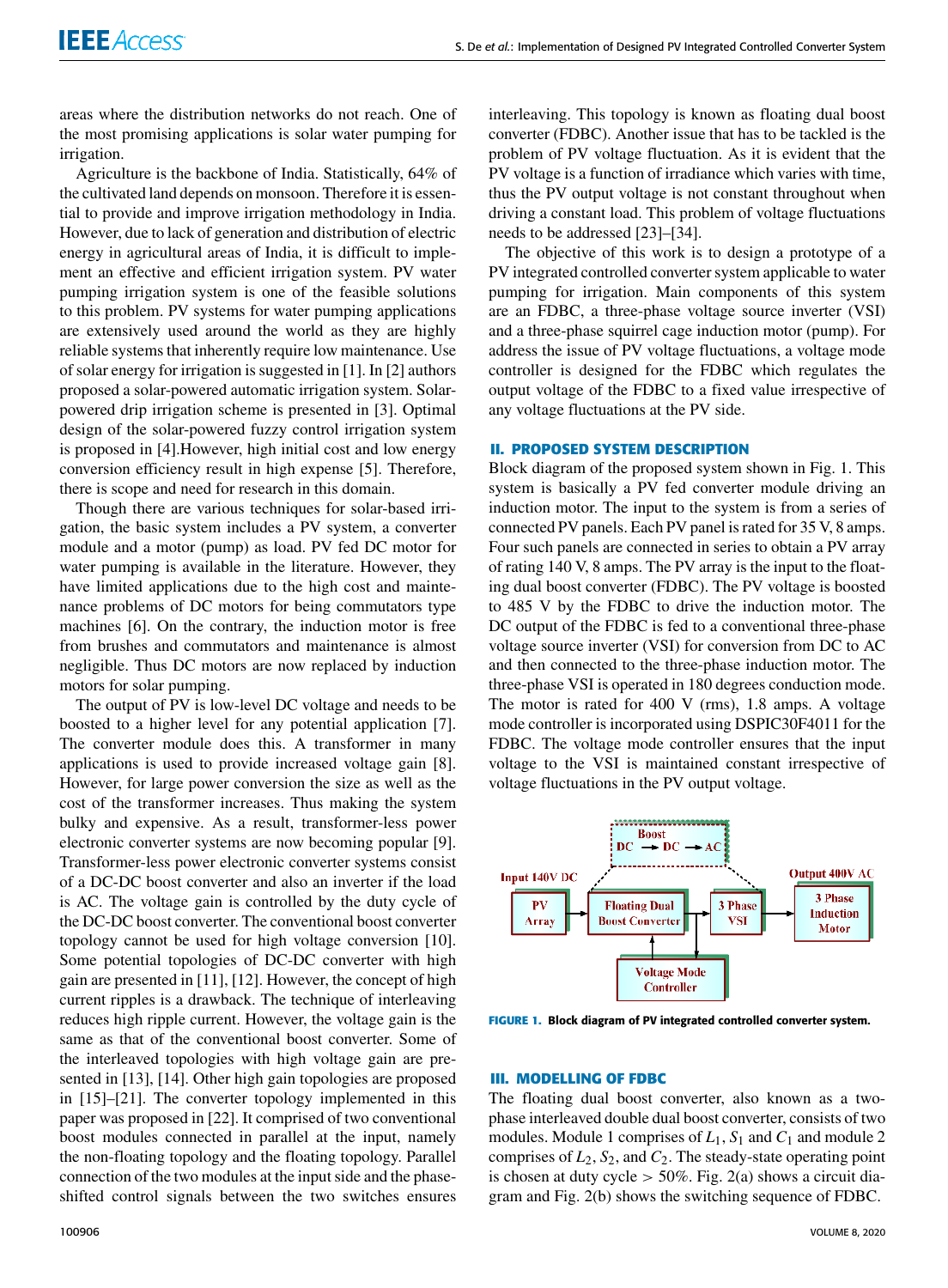areas where the distribution networks do not reach. One of the most promising applications is solar water pumping for irrigation.

Agriculture is the backbone of India. Statistically, 64% of the cultivated land depends on monsoon. Therefore it is essential to provide and improve irrigation methodology in India. However, due to lack of generation and distribution of electric energy in agricultural areas of India, it is difficult to implement an effective and efficient irrigation system. PV water pumping irrigation system is one of the feasible solutions to this problem. PV systems for water pumping applications are extensively used around the world as they are highly reliable systems that inherently require low maintenance. Use of solar energy for irrigation is suggested in [1]. In [2] authors proposed a solar-powered automatic irrigation system. Solar-powered drip irrigation scheme is presented in [3]. Optimal design of the solar-powered fuzzy control irrigation system is proposed in [4].However, high initial cost and low energy conversion efficiency result in high expense [5]. Therefore, there is scope and need for research in this domain.

Though there are various techniques for solar-based irrigation, the basic system includes a PV system, a converter module and a motor (pump) as load. PV fed DC motor for water pumping is available in the literature. However, they have limited applications due to the high cost and maintenance problems of DC motors for being commutators type machines [6]. On the contrary, the induction motor is free from brushes and commutators and maintenance is almost negligible. Thus DC motors are now replaced by induction motors for solar pumping.

The output of PV is low-level DC voltage and needs to be boosted to a higher level for any potential application [7]. The converter module does this. A transformer in many applications is used to provide increased voltage gain [8]. However, for large power conversion the size as well as the cost of the transformer increases. Thus making the system bulky and expensive. As a result, transformer-less power electronic converter systems are now becoming popular [9]. Transformer-less power electronic converter systems consist of a DC-DC boost converter and also an inverter if the load is AC. The voltage gain is controlled by the duty cycle of the DC-DC boost converter. The conventional boost converter topology cannot be used for high voltage conversion [10]. Some potential topologies of DC-DC converter with high gain are presented in [11], [12]. However, the concept of high current ripples is a drawback. The technique of interleaving reduces high ripple current. However, the voltage gain is the same as that of the conventional boost converter. Some of the interleaved topologies with high voltage gain are presented in [13], [14]. Other high gain topologies are proposed in [15]–[21]. The converter topology implemented in this paper was proposed in [22]. It comprised of two conventional boost modules connected in parallel at the input, namely the non-floating topology and the floating topology. Parallel connection of the two modules at the input side and the phase-shifted control signals between the two switches ensures interleaving. This topology is known as floating dual boost converter (FDBC). Another issue that has to be tackled is the problem of PV voltage fluctuation. As it is evident that the PV voltage is a function of irradiance which varies with time, thus the PV output voltage is not constant throughout when driving a constant load. This problem of voltage fluctuations needs to be addressed [23]–[34].

The objective of this work is to design a prototype of a PV integrated controlled converter system applicable to water pumping for irrigation. Main components of this system are an FDBC, a three-phase voltage source inverter (VSI) and a three-phase squirrel cage induction motor (pump). For address the issue of PV voltage fluctuations, a voltage mode controller is designed for the FDBC which regulates the output voltage of the FDBC to a fixed value irrespective of any voltage fluctuations at the PV side.

## II. PROPOSED SYSTEM DESCRIPTION

Block diagram of the proposed system shown in Fig. 1. This system is basically a PV fed converter module driving an induction motor. The input to the system is from a series of connected PV panels. Each PV panel is rated for 35 V, 8 amps. Four such panels are connected in series to obtain a PV array of rating 140 V, 8 amps. The PV array is the input to the floating dual boost converter (FDBC). The PV voltage is boosted to 485 V by the FDBC to drive the induction motor. The DC output of the FDBC is fed to a conventional three-phase voltage source inverter (VSI) for conversion from DC to AC and then connected to the three-phase induction motor. The three-phase VSI is operated in 180 degrees conduction mode. The motor is rated for 400 V (rms), 1.8 amps. A voltage mode controller is incorporated using DSPIC30F4011 for the FDBC. The voltage mode controller ensures that the input voltage to the VSI is maintained constant irrespective of voltage fluctuations in the PV output voltage.

**FIGURE 1.** Block diagram of PV integrated controlled converter system.

## III. MODELLING OF FDBC

The floating dual boost converter, also known as a two-phase interleaved double dual boost converter, consists of two modules. Module 1 comprises of $L_1$, $S_1$ and $C_1$ and module 2 comprises of $L_2$, $S_2$, and $C_2$. The steady-state operating point is chosen at duty cycle $> 50\%$. Fig. 2(a) shows a circuit diagram and Fig. 2(b) shows the switching sequence of FDBC.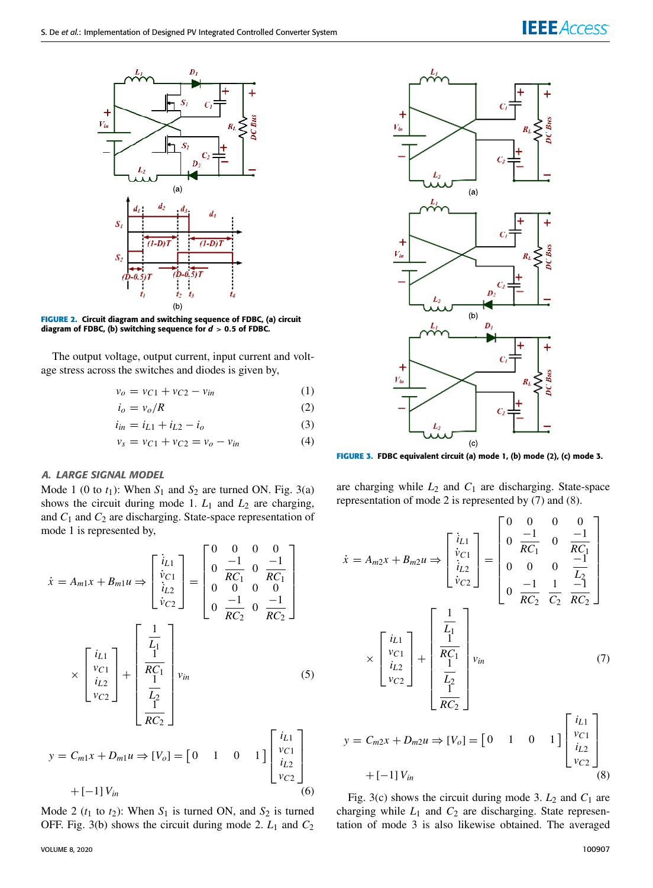FIGURE 2. Circuit diagram and switching sequence of FDBC, (a) circuit diagram of FDBC, (b) switching sequence for $d$ > 0.5 of FDBC.

The output voltage, output current, input current and voltage stress across the switches and diodes is given by,

$$v_o = v_{C1} + v_{C2} - v_{in} \quad (1)$$

$$i_o = v_o/R \quad (2)$$

$$i_{in} = i_{L1} + i_{L2} - i_o \quad (3)$$

$$v_s = v_{C1} + v_{C2} = v_o - v_{in} \quad (4)$$

### A. LARGE SIGNAL MODEL

Mode 1 (0 to $t_1$): When $S_1$ and $S_2$ are turned ON. Fig. 3(a) shows the circuit during mode 1. $L_1$ and $L_2$ are charging, and $C_1$ and $C_2$ are discharging. State-space representation of mode 1 is represented by,

$$\dot{x} = A_{m1}x + B_{m1}u \Rightarrow \begin{bmatrix} \dot{i}_{L1} \\ \dot{v}_{C1} \\ \dot{i}_{L2} \\ \dot{v}_{C2} \end{bmatrix} = \begin{bmatrix} 0 & 0 & 0 & 0 \\ 0 & \frac{-1}{RC_1} & 0 & \frac{-1}{RC_1} \\ 0 & 0 & 0 & 0 \\ 0 & \frac{-1}{RC_2} & 0 & \frac{-1}{RC_2} \end{bmatrix} \times \begin{bmatrix} i_{L1} \\ v_{C1} \\ i_{L2} \\ v_{C2} \end{bmatrix} + \begin{bmatrix} \frac{1}{L_1} \\ \frac{1}{RC_1} \\ \frac{1}{L_2} \\ \frac{1}{RC_2} \end{bmatrix} v_{in} \quad (5)$$

$$y = C_{m1}x + D_{m1}u \Rightarrow [V_o] = \begin{bmatrix} 0 & 1 & 0 & 1 \end{bmatrix} \begin{bmatrix} i_{L1} \\ v_{C1} \\ i_{L2} \\ v_{C2} \end{bmatrix} + [-1]\, V_{in} \quad (6)$$

Mode 2 ($t_1$ to $t_2$): When $S_1$ is turned ON, and $S_2$ is turned OFF. Fig. 3(b) shows the circuit during mode 2. $L_1$ and $C_2$ are charging while $L_2$ and $C_1$ are discharging. State-space representation of mode 2 is represented by (7) and (8).

FIGURE 3. FDBC equivalent circuit (a) mode 1, (b) mode (2), (c) mode 3.

$$\dot{x} = A_{m2}x + B_{m2}u \Rightarrow \begin{bmatrix} \dot{i}_{L1} \\ \dot{v}_{C1} \\ \dot{i}_{L2} \\ \dot{v}_{C2} \end{bmatrix} = \begin{bmatrix} 0 & 0 & 0 & 0 \\ 0 & \frac{-1}{RC_1} & 0 & \frac{-1}{RC_1} \\ 0 & 0 & 0 & \frac{-1}{L_2} \\ 0 & \frac{-1}{RC_2} & \frac{1}{C_2} & \frac{-1}{RC_2} \end{bmatrix} \times \begin{bmatrix} i_{L1} \\ v_{C1} \\ i_{L2} \\ v_{C2} \end{bmatrix} + \begin{bmatrix} \frac{1}{L_1} \\ \frac{1}{RC_1} \\ \frac{1}{L_2} \\ \frac{1}{RC_2} \end{bmatrix} v_{in} \quad (7)$$

$$y = C_{m2}x + D_{m2}u \Rightarrow [V_o] = \begin{bmatrix} 0 & 1 & 0 & 1 \end{bmatrix} \begin{bmatrix} i_{L1} \\ v_{C1} \\ i_{L2} \\ v_{C2} \end{bmatrix} + [-1]\, V_{in} \quad (8)$$

Fig. 3(c) shows the circuit during mode 3. $L_2$ and $C_1$ are charging while $L_1$ and $C_2$ are discharging. State representation of mode 3 is also likewise obtained. The averaged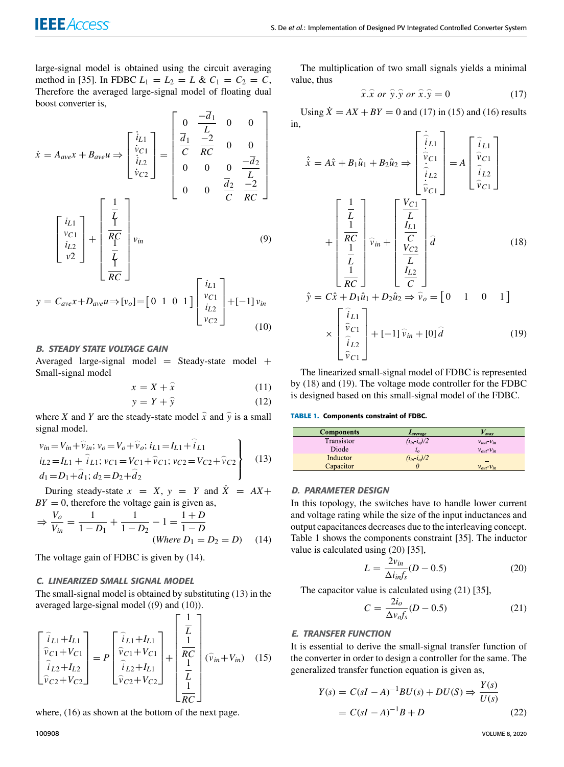large-signal model is obtained using the circuit averaging method in [35]. In FDBC $L_1 = L_2 = L$ & $C_1 = C_2 = C$, Therefore the averaged large-signal model of floating dual boost converter is,

$$\dot{x} = A_{ave}x + B_{ave}u \Rightarrow \begin{bmatrix} \dot{i}_{L1} \\ \dot{v}_{C1} \\ \dot{i}_{L2} \\ \dot{v}_{C2} \end{bmatrix} = \begin{bmatrix} 0 & \frac{-\overline{d}_1}{L} & 0 & 0 \\ \frac{\overline{d}_1}{C} & \frac{-2}{RC} & 0 & 0 \\ 0 & 0 & 0 & \frac{-\overline{d}_2}{L} \\ 0 & 0 & \frac{\overline{d}_2}{C} & \frac{-2}{RC} \end{bmatrix} \begin{bmatrix} i_{L1} \\ v_{C1} \\ i_{L2} \\ v2 \end{bmatrix} + \begin{bmatrix} \frac{1}{L} \\ \frac{1}{RC} \\ \frac{1}{L} \\ \frac{1}{RC} \end{bmatrix} v_{in} \tag{9}$$

$$y = C_{ave}x + D_{ave}u \Rightarrow [v_o] = \begin{bmatrix} 0 & 1 & 0 & 1 \end{bmatrix} \begin{bmatrix} i_{L1} \\ v_{C1} \\ i_{L2} \\ v_{C2} \end{bmatrix} + [-1]\, v_{in} \tag{10}$$

### B. STEADY STATE VOLTAGE GAIN

Averaged large-signal model = Steady-state model + Small-signal model

$$x = X + \widehat{x} \tag{11}$$

$$y = Y + \widehat{y} \tag{12}$$

where $X$ and $Y$ are the steady-state model $\widehat{x}$ and $\widehat{y}$ is a small signal model.

$$\left.\begin{aligned} &v_{in} = V_{in} + \widehat{v}_{in};\ v_o = V_o + \widehat{v}_o;\ i_{L1} = I_{L1} + \widehat{i}_{L1} \\ &i_{L2} = I_{L1} + \widehat{i}_{L1};\ v_{C1} = V_{C1} + \widehat{v}_{C1};\ v_{C2} = V_{C2} + \widehat{v}_{C2} \\ &d_1 = D_1 + \widehat{d}_1;\ d_2 = D_2 + \widehat{d}_2 \end{aligned}\right\} \tag{13}$$

During steady-state $x = X$, $y = Y$ and $\dot{X} = AX + BY = 0$, therefore the voltage gain is given as,

$$\Rightarrow \frac{V_o}{V_{in}} = \frac{1}{1 - D_1} + \frac{1}{1 - D_2} - 1 = \frac{1 + D}{1 - D} \quad (Where\ D_1 = D_2 = D) \tag{14}$$

The voltage gain of FDBC is given by (14).

### C. LINEARIZED SMALL SIGNAL MODEL

The small-signal model is obtained by substituting (13) in the averaged large-signal model ((9) and (10)).

$$\begin{bmatrix} \widehat{i}_{L1} + I_{L1} \\ \widehat{v}_{C1} + V_{C1} \\ \widehat{i}_{L2} + I_{L2} \\ \widehat{v}_{C2} + V_{C2} \end{bmatrix} = P \begin{bmatrix} \widehat{i}_{L1} + I_{L1} \\ \widehat{v}_{C1} + V_{C1} \\ \widehat{i}_{L2} + I_{L1} \\ \widehat{v}_{C2} + V_{C2} \end{bmatrix} + \begin{bmatrix} \frac{1}{L} \\ \frac{1}{RC} \\ \frac{1}{L} \\ \frac{1}{RC} \end{bmatrix} (\widehat{v}_{in} + V_{in}) \tag{15}$$

where, (16) as shown at the bottom of the next page.

The multiplication of two small signals yields a minimal value, thus

$$\widehat{x}.\widehat{x} \ or \ \widehat{y}.\widehat{y} \ or \ \widehat{x}.\widehat{y} = 0 \tag{17}$$

Using $\dot{X} = AX + BY = 0$ and (17) in (15) and (16) results in,

$$\hat{\dot{x}} = A\hat{x} + B_1\hat{u}_1 + B_2\hat{u}_2 \Rightarrow \begin{bmatrix} \dot{\widehat{i}}_{L1} \\ \dot{\widehat{v}}_{C1} \\ \dot{\widehat{i}}_{L2} \\ \dot{\widehat{v}}_{C1} \end{bmatrix} = A \begin{bmatrix} \widehat{i}_{L1} \\ \widehat{v}_{C1} \\ \widehat{i}_{L2} \\ \widehat{v}_{C1} \end{bmatrix} + \begin{bmatrix} \frac{1}{L} \\ \frac{1}{RC} \\ \frac{1}{L} \\ \frac{1}{RC} \end{bmatrix} \widehat{v}_{in} + \begin{bmatrix} \frac{V_{C1}}{L} \\ \frac{I_{L1}}{C} \\ \frac{V_{C2}}{L} \\ \frac{I_{L2}}{C} \end{bmatrix} \widehat{d} \tag{18}$$

$$\hat{y} = C\hat{x} + D_1\hat{u}_1 + D_2\hat{u}_2 \Rightarrow \widehat{v}_o = \begin{bmatrix} 0 & 1 & 0 & 1 \end{bmatrix} \times \begin{bmatrix} \widehat{i}_{L1} \\ \widehat{v}_{C1} \\ \widehat{i}_{L2} \\ \widehat{v}_{C1} \end{bmatrix} + [-1]\, \widehat{v}_{in} + [0]\, \widehat{d} \tag{19}$$

The linearized small-signal model of FDBC is represented by (18) and (19). The voltage mode controller for the FDBC is designed based on this small-signal model of the FDBC.

**TABLE 1. Components constraint of FDBC.**

| Components | $I_{average}$ | $V_{max}$ |
|---|---|---|
| Transistor | $(i_{in}-i_o)/2$ | $v_{out}-v_{in}$ |
| Diode | $i_o$ | $v_{out}-v_{in}$ |
| Inductor | $(i_{in}-i_o)/2$ | – |
| Capacitor | $0$ | $v_{out}-v_{in}$ |

### D. PARAMETER DESIGN

In this topology, the switches have to handle lower current and voltage rating while the size of the input inductances and output capacitances decreases due to the interleaving concept. Table 1 shows the components constraint [35]. The inductor value is calculated using (20) [35],

$$L = \frac{2v_{in}}{\Delta i_{in} f_s}(D - 0.5) \tag{20}$$

The capacitor value is calculated using (21) [35],

$$C = \frac{2i_o}{\Delta v_o f_s}(D - 0.5) \tag{21}$$

### E. TRANSFER FUNCTION

It is essential to derive the small-signal transfer function of the converter in order to design a controller for the same. The generalized transfer function equation is given as,

$$Y(s) = C(sI - A)^{-1}BU(s) + DU(S) \Rightarrow \frac{Y(s)}{U(s)} = C(sI - A)^{-1}B + D \tag{22}$$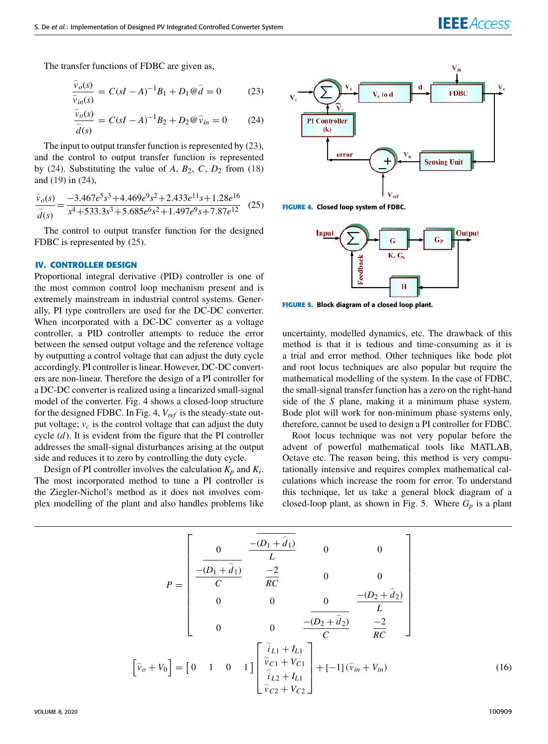The transfer functions of FDBC are given as,

$$\frac{\widehat{v}_o(s)}{\widehat{v}_{in}(s)} = C(sI - A)^{-1}B_1 + D_1 @ \widehat{d} = 0 \tag{23}$$

$$\frac{\widehat{v}_o(s)}{\widehat{d}(s)} = C(sI - A)^{-1}B_2 + D_2 @ \widehat{v}_{in} = 0 \tag{24}$$

The input to output transfer function is represented by (23), and the control to output transfer function is represented by (24). Substituting the value of $A$, $B_2$, $C$, $D_2$ from (18) and (19) in (24),

$$\frac{\widehat{v}_o(s)}{\widehat{d}(s)} = \frac{-3.467e^5 s^3 + 4.469e^9 s^2 + 2.433e^{11} s + 1.28e^{16}}{s^4 + 533.3s^3 + 5.685e^6 s^2 + 1.497e^9 s + 7.87e^{12}} \tag{25}$$

The control to output transfer function for the designed FDBC is represented by (25).

## IV. CONTROLLER DESIGN

Proportional integral derivative (PID) controller is one of the most common control loop mechanism present and is extremely mainstream in industrial control systems. Generally, PI type controllers are used for the DC-DC converter. When incorporated with a DC-DC converter as a voltage controller, a PID controller attempts to reduce the error between the sensed output voltage and the reference voltage by outputting a control voltage that can adjust the duty cycle accordingly. PI controller is linear. However, DC-DC converters are non-linear. Therefore the design of a PI controller for a DC-DC converter is realized using a linearized small-signal model of the converter. Fig. 4 shows a closed-loop structure for the designed FDBC. In Fig. 4, $V_{ref}$ is the steady-state output voltage; $v_c$ is the control voltage that can adjust the duty cycle ($d$). It is evident from the figure that the PI controller addresses the small-signal disturbances arising at the output side and reduces it to zero by controlling the duty cycle.

Design of PI controller involves the calculation $K_p$ and $K_i$. The most incorporated method to tune a PI controller is the Ziegler-Nichol's method as it does not involves complex modelling of the plant and also handles problems like uncertainty, modelled dynamics, etc. The drawback of this method is that it is tedious and time-consuming as it is a trial and error method. Other techniques like bode plot and root locus techniques are also popular but require the mathematical modelling of the system. In the case of FDBC, the small-signal transfer function has a zero on the right-hand side of the $S$ plane, making it a minimum phase system. Bode plot will work for non-minimum phase systems only, therefore, cannot be used to design a PI controller for FDBC.

Root locus technique was not very popular before the advent of powerful mathematical tools like MATLAB, Octave etc. The reason being, this method is very computationally intensive and requires complex mathematical calculations which increase the room for error. To understand this technique, let us take a general block diagram of a closed-loop plant, as shown in Fig. 5. Where $G_p$ is a plant

**FIGURE 4.** Closed loop system of FDBC.

**FIGURE 5.** Block diagram of a closed loop plant.

$$P = \begin{bmatrix} 0 & \dfrac{-(D_1 + \widehat{d}_1)}{L} & 0 & 0 \\ \dfrac{-(D_1 + \widehat{d}_1)}{C} & \dfrac{-2}{RC} & 0 & 0 \\ 0 & 0 & 0 & \dfrac{-(D_2 + \widehat{d}_2)}{L} \\ 0 & 0 & \dfrac{-(D_2 + \widehat{d}_2)}{C} & \dfrac{-2}{RC} \end{bmatrix}$$

$$\left[\widehat{v}_o + V_0\right] = \begin{bmatrix} 0 & 1 & 0 & 1 \end{bmatrix} \begin{bmatrix} \widehat{i}_{L1} + I_{L1} \\ \widehat{v}_{C1} + V_{C1} \\ \widehat{i}_{L2} + I_{L1} \\ \widehat{v}_{C2} + V_{C2} \end{bmatrix} + [-1](\widehat{v}_{in} + V_{in}) \tag{16}$$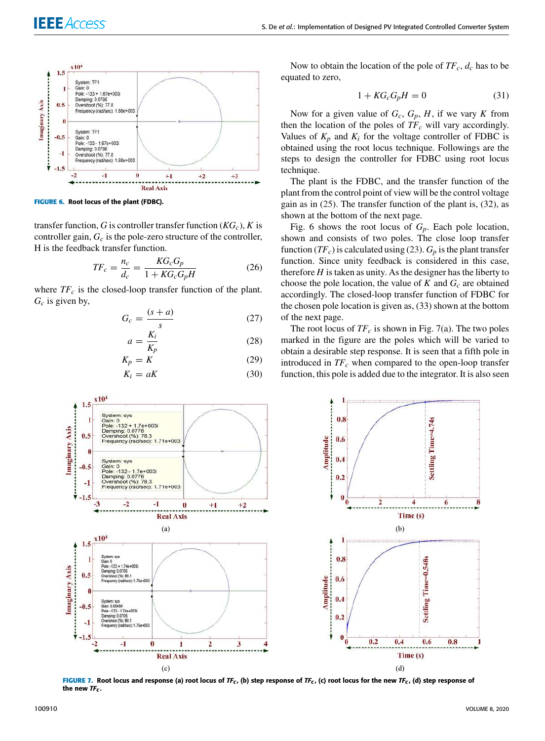FIGURE 6. Root locus of the plant (FDBC).

transfer function, $G$ is controller transfer function ($KG_c$), $K$ is controller gain, $G_c$ is the pole-zero structure of the controller, H is the feedback transfer function.

$$TF_c = \frac{n_c}{d_c} = \frac{KG_cG_p}{1 + KG_cG_pH} \tag{26}$$

where $TF_c$ is the closed-loop transfer function of the plant. $G_c$ is given by,

$$G_c = \frac{(s + a)}{s} \tag{27}$$

$$a = \frac{K_i}{K_p} \tag{28}$$

$$K_p = K \tag{29}$$

$$K_i = aK \tag{30}$$

Now to obtain the location of the pole of $TF_c$, $d_c$ has to be equated to zero,

$$1 + KG_cG_pH = 0 \tag{31}$$

Now for a given value of $G_c$, $G_p$, $H$, if we vary $K$ from then the location of the poles of $TF_c$ will vary accordingly. Values of $K_p$ and $K_i$ for the voltage controller of FDBC is obtained using the root locus technique. Followings are the steps to design the controller for FDBC using root locus technique.

The plant is the FDBC, and the transfer function of the plant from the control point of view will be the control voltage gain as in (25). The transfer function of the plant is, (32), as shown at the bottom of the next page.

Fig. 6 shows the root locus of $G_p$. Each pole location, shown and consists of two poles. The close loop transfer function ($TF_c$) is calculated using (23). $G_p$ is the plant transfer function. Since unity feedback is considered in this case, therefore $H$ is taken as unity. As the designer has the liberty to choose the pole location, the value of $K$ and $G_c$ are obtained accordingly. The closed-loop transfer function of FDBC for the chosen pole location is given as, (33) shown at the bottom of the next page.

The root locus of $TF_c$ is shown in Fig. 7(a). The two poles marked in the figure are the poles which will be varied to obtain a desirable step response. It is seen that a fifth pole in introduced in $TF_c$ when compared to the open-loop transfer function, this pole is added due to the integrator. It is also seen

FIGURE 7. Root locus and response (a) root locus of $TF_c$, (b) step response of $TF_c$, (c) root locus for the new $TF_c$, (d) step response of the new $TF_c$.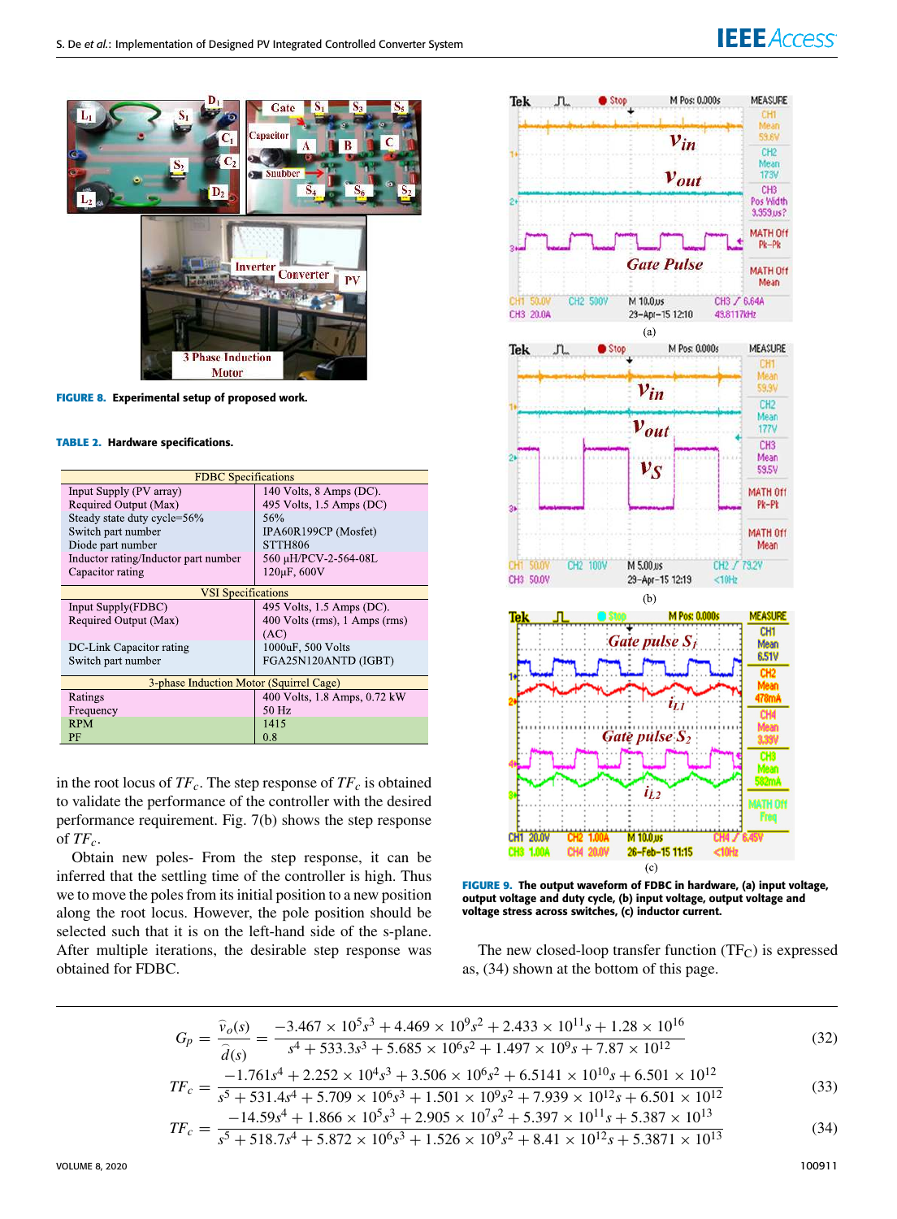FIGURE 8. Experimental setup of proposed work.

TABLE 2. Hardware specifications.

| FDBC Specifications | |
|---|---|
| Input Supply (PV array) | 140 Volts, 8 Amps (DC). |
| Required Output (Max) | 495 Volts, 1.5 Amps (DC) |
| Steady state duty cycle=56% | 56% |
| Switch part number | IPA60R199CP (Mosfet) |
| Diode part number | STTH806 |
| Inductor rating/Inductor part number | 560 µH/PCV-2-564-08L |
| Capacitor rating | 120µF, 600V |
| **VSI Specifications** | |
| Input Supply(FDBC) | 495 Volts, 1.5 Amps (DC). |
| Required Output (Max) | 400 Volts (rms), 1 Amps (rms) (AC) |
| DC-Link Capacitor rating | 1000uF, 500 Volts |
| Switch part number | FGA25N120ANTD (IGBT) |
| **3-phase Induction Motor (Squirrel Cage)** | |
| Ratings | 400 Volts, 1.8 Amps, 0.72 kW |
| Frequency | 50 Hz |
| RPM | 1415 |
| PF | 0.8 |

in the root locus of $TF_c$. The step response of $TF_c$ is obtained to validate the performance of the controller with the desired performance requirement. Fig. 7(b) shows the step response of $TF_c$.

Obtain new poles- From the step response, it can be inferred that the settling time of the controller is high. Thus we to move the poles from its initial position to a new position along the root locus. However, the pole position should be selected such that it is on the left-hand side of the s-plane. After multiple iterations, the desirable step response was obtained for FDBC.

FIGURE 9. The output waveform of FDBC in hardware, (a) input voltage, output voltage and duty cycle, (b) input voltage, output voltage and voltage stress across switches, (c) inductor current.

The new closed-loop transfer function ($TF_C$) is expressed as, (34) shown at the bottom of this page.

$$G_p = \frac{\widehat{v}_o(s)}{\widehat{d}(s)} = \frac{-3.467 \times 10^5 s^3 + 4.469 \times 10^9 s^2 + 2.433 \times 10^{11} s + 1.28 \times 10^{16}}{s^4 + 533.3s^3 + 5.685 \times 10^6 s^2 + 1.497 \times 10^9 s + 7.87 \times 10^{12}} \tag{32}$$

$$TF_c = \frac{-1.761s^4 + 2.252 \times 10^4 s^3 + 3.506 \times 10^6 s^2 + 6.5141 \times 10^{10} s + 6.501 \times 10^{12}}{s^5 + 531.4s^4 + 5.709 \times 10^6 s^3 + 1.501 \times 10^9 s^2 + 7.939 \times 10^{12} s + 6.501 \times 10^{12}} \tag{33}$$

$$TF_c = \frac{-14.59s^4 + 1.866 \times 10^5 s^3 + 2.905 \times 10^7 s^2 + 5.397 \times 10^{11} s + 5.387 \times 10^{13}}{s^5 + 518.7s^4 + 5.872 \times 10^6 s^3 + 1.526 \times 10^9 s^2 + 8.41 \times 10^{12} s + 5.3871 \times 10^{13}} \tag{34}$$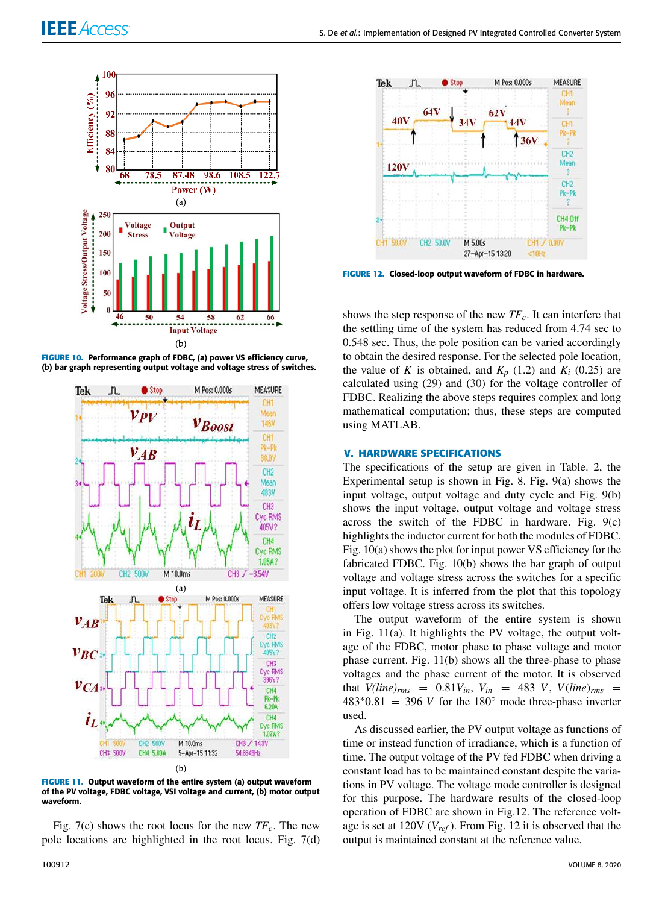FIGURE 10. Performance graph of FDBC, (a) power VS efficiency curve, (b) bar graph representing output voltage and voltage stress of switches.

FIGURE 11. Output waveform of the entire system (a) output waveform of the PV voltage, FDBC voltage, VSI voltage and current, (b) motor output waveform.

Fig. 7(c) shows the root locus for the new $TF_c$. The new pole locations are highlighted in the root locus. Fig. 7(d) shows the step response of the new $TF_c$. It can interfere that the settling time of the system has reduced from 4.74 sec to 0.548 sec. Thus, the pole position can be varied accordingly to obtain the desired response. For the selected pole location, the value of $K$ is obtained, and $K_p$ (1.2) and $K_i$ (0.25) are calculated using (29) and (30) for the voltage controller of FDBC. Realizing the above steps requires complex and long mathematical computation; thus, these steps are computed using MATLAB.

FIGURE 12. Closed-loop output waveform of FDBC in hardware.

## V. HARDWARE SPECIFICATIONS

The specifications of the setup are given in Table. 2, the Experimental setup is shown in Fig. 8. Fig. 9(a) shows the input voltage, output voltage and duty cycle and Fig. 9(b) shows the input voltage, output voltage and voltage stress across the switch of the FDBC in hardware. Fig. 9(c) highlights the inductor current for both the modules of FDBC. Fig. 10(a) shows the plot for input power VS efficiency for the fabricated FDBC. Fig. 10(b) shows the bar graph of output voltage and voltage stress across the switches for a specific input voltage. It is inferred from the plot that this topology offers low voltage stress across its switches.

The output waveform of the entire system is shown in Fig. 11(a). It highlights the PV voltage, the output voltage of the FDBC, motor phase to phase voltage and motor phase current. Fig. 11(b) shows all the three-phase to phase voltages and the phase current of the motor. It is observed that $V(line)_{rms} = 0.81V_{in}$, $V_{in} = 483\ V$, $V(line)_{rms} = 483{*}0.81 = 396\ V$ for the 180° mode three-phase inverter used.

As discussed earlier, the PV output voltage as functions of time or instead function of irradiance, which is a function of time. The output voltage of the PV fed FDBC when driving a constant load has to be maintained constant despite the variations in PV voltage. The voltage mode controller is designed for this purpose. The hardware results of the closed-loop operation of FDBC are shown in Fig.12. The reference voltage is set at 120V ($V_{ref}$). From Fig. 12 it is observed that the output is maintained constant at the reference value.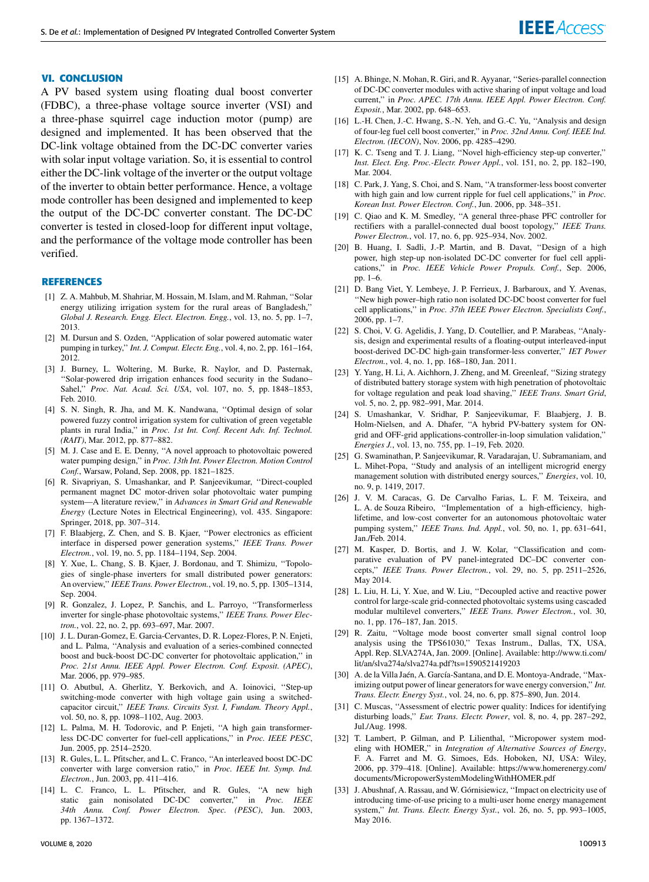## VI. CONCLUSION

A PV based system using floating dual boost converter (FDBC), a three-phase voltage source inverter (VSI) and a three-phase squirrel cage induction motor (pump) are designed and implemented. It has been observed that the DC-link voltage obtained from the DC-DC converter varies with solar input voltage variation. So, it is essential to control either the DC-link voltage of the inverter or the output voltage of the inverter to obtain better performance. Hence, a voltage mode controller has been designed and implemented to keep the output of the DC-DC converter constant. The DC-DC converter is tested in closed-loop for different input voltage, and the performance of the voltage mode controller has been verified.

## REFERENCES

[1] Z. A. Mahbub, M. Shahriar, M. Hossain, M. Islam, and M. Rahman, ''Solar energy utilizing irrigation system for the rural areas of Bangladesh,'' *Global J. Research. Engg. Elect. Electron. Engg.*, vol. 13, no. 5, pp. 1–7, 2013.

[2] M. Dursun and S. Ozden, ''Application of solar powered automatic water pumping in turkey,'' *Int. J. Comput. Electr. Eng.*, vol. 4, no. 2, pp. 161–164, 2012.

[3] J. Burney, L. Woltering, M. Burke, R. Naylor, and D. Pasternak, ''Solar-powered drip irrigation enhances food security in the Sudano–Sahel,'' *Proc. Nat. Acad. Sci. USA*, vol. 107, no. 5, pp. 1848–1853, Feb. 2010.

[4] S. N. Singh, R. Jha, and M. K. Nandwana, ''Optimal design of solar powered fuzzy control irrigation system for cultivation of green vegetable plants in rural India,'' in *Proc. 1st Int. Conf. Recent Adv. Inf. Technol. (RAIT)*, Mar. 2012, pp. 877–882.

[5] M. J. Case and E. E. Denny, ''A novel approach to photovoltaic powered water pumping design,'' in *Proc. 13th Int. Power Electron. Motion Control Conf.*, Warsaw, Poland, Sep. 2008, pp. 1821–1825.

[6] R. Sivapriyan, S. Umashankar, and P. Sanjeevikumar, ''Direct-coupled permanent magnet DC motor-driven solar photovoltaic water pumping system—A literature review,'' in *Advances in Smart Grid and Renewable Energy* (Lecture Notes in Electrical Engineering), vol. 435. Singapore: Springer, 2018, pp. 307–314.

[7] F. Blaabjerg, Z. Chen, and S. B. Kjaer, ''Power electronics as efficient interface in dispersed power generation systems,'' *IEEE Trans. Power Electron.*, vol. 19, no. 5, pp. 1184–1194, Sep. 2004.

[8] Y. Xue, L. Chang, S. B. Kjaer, J. Bordonau, and T. Shimizu, ''Topologies of single-phase inverters for small distributed power generators: An overview,'' *IEEE Trans. Power Electron.*, vol. 19, no. 5, pp. 1305–1314, Sep. 2004.

[9] R. Gonzalez, J. Lopez, P. Sanchis, and L. Parroyo, ''Transformerless inverter for single-phase photovoltaic systems,'' *IEEE Trans. Power Electron.*, vol. 22, no. 2, pp. 693–697, Mar. 2007.

[10] J. L. Duran-Gomez, E. Garcia-Cervantes, D. R. Lopez-Flores, P. N. Enjeti, and L. Palma, ''Analysis and evaluation of a series-combined connected boost and buck-boost DC-DC converter for photovoltaic application,'' in *Proc. 21st Annu. IEEE Appl. Power Electron. Conf. Exposit. (APEC)*, Mar. 2006, pp. 979–985.

[11] O. Abutbul, A. Gherlitz, Y. Berkovich, and A. Ioinovici, ''Step-up switching-mode converter with high voltage gain using a switched-capacitor circuit,'' *IEEE Trans. Circuits Syst. I, Fundam. Theory Appl.*, vol. 50, no. 8, pp. 1098–1102, Aug. 2003.

[12] L. Palma, M. H. Todorovic, and P. Enjeti, ''A high gain transformer-less DC-DC converter for fuel-cell applications,'' in *Proc. IEEE PESC*, Jun. 2005, pp. 2514–2520.

[13] R. Gules, L. L. Pfitscher, and L. C. Franco, ''An interleaved boost DC-DC converter with large conversion ratio,'' in *Proc. IEEE Int. Symp. Ind. Electron.*, Jun. 2003, pp. 411–416.

[14] L. C. Franco, L. L. Pfitscher, and R. Gules, ''A new high static gain nonisolated DC-DC converter,'' in *Proc. IEEE 34th Annu. Conf. Power Electron. Spec. (PESC)*, Jun. 2003, pp. 1367–1372.

[15] A. Bhinge, N. Mohan, R. Giri, and R. Ayyanar, ''Series-parallel connection of DC-DC converter modules with active sharing of input voltage and load current,'' in *Proc. APEC. 17th Annu. IEEE Appl. Power Electron. Conf. Exposit.*, Mar. 2002, pp. 648–653.

[16] L.-H. Chen, J.-C. Hwang, S.-N. Yeh, and G.-C. Yu, ''Analysis and design of four-leg fuel cell boost converter,'' in *Proc. 32nd Annu. Conf. IEEE Ind. Electron. (IECON)*, Nov. 2006, pp. 4285–4290.

[17] K. C. Tseng and T. J. Liang, ''Novel high-efficiency step-up converter,'' *Inst. Elect. Eng. Proc.-Electr. Power Appl.*, vol. 151, no. 2, pp. 182–190, Mar. 2004.

[18] C. Park, J. Yang, S. Choi, and S. Nam, ''A transformer-less boost converter with high gain and low current ripple for fuel cell applications,'' in *Proc. Korean Inst. Power Electron. Conf.*, Jun. 2006, pp. 348–351.

[19] C. Qiao and K. M. Smedley, ''A general three-phase PFC controller for rectifiers with a parallel-connected dual boost topology,'' *IEEE Trans. Power Electron.*, vol. 17, no. 6, pp. 925–934, Nov. 2002.

[20] B. Huang, I. Sadli, J.-P. Martin, and B. Davat, ''Design of a high power, high step-up non-isolated DC-DC converter for fuel cell applications,'' in *Proc. IEEE Vehicle Power Propuls. Conf.*, Sep. 2006, pp. 1–6.

[21] D. Bang Viet, Y. Lembeye, J. P. Ferrieux, J. Barbaroux, and Y. Avenas, ''New high power–high ratio non isolated DC-DC boost converter for fuel cell applications,'' in *Proc. 37th IEEE Power Electron. Specialists Conf.*, 2006, pp. 1–7.

[22] S. Choi, V. G. Agelidis, J. Yang, D. Coutellier, and P. Marabeas, ''Analysis, design and experimental results of a floating-output interleaved-input boost-derived DC-DC high-gain transformer-less converter,'' *IET Power Electron.*, vol. 4, no. 1, pp. 168–180, Jan. 2011.

[23] Y. Yang, H. Li, A. Aichhorn, J. Zheng, and M. Greenleaf, ''Sizing strategy of distributed battery storage system with high penetration of photovoltaic for voltage regulation and peak load shaving,'' *IEEE Trans. Smart Grid*, vol. 5, no. 2, pp. 982–991, Mar. 2014.

[24] S. Umashankar, V. Sridhar, P. Sanjeevikumar, F. Blaabjerg, J. B. Holm-Nielsen, and A. Dhafer, ''A hybrid PV-battery system for ON-grid and OFF-grid applications-controller-in-loop simulation validation,'' *Energies J.*, vol. 13, no. 755, pp. 1–19, Feb. 2020.

[25] G. Swaminathan, P. Sanjeevikumar, R. Varadarajan, U. Subramaniam, and L. Mihet-Popa, ''Study and analysis of an intelligent microgrid energy management solution with distributed energy sources,'' *Energies*, vol. 10, no. 9, p. 1419, 2017.

[26] J. V. M. Caracas, G. De Carvalho Farias, L. F. M. Teixeira, and L. A. de Souza Ribeiro, ''Implementation of a high-efficiency, high-lifetime, and low-cost converter for an autonomous photovoltaic water pumping system,'' *IEEE Trans. Ind. Appl.*, vol. 50, no. 1, pp. 631–641, Jan./Feb. 2014.

[27] M. Kasper, D. Bortis, and J. W. Kolar, ''Classification and comparative evaluation of PV panel-integrated DC–DC converter concepts,'' *IEEE Trans. Power Electron.*, vol. 29, no. 5, pp. 2511–2526, May 2014.

[28] L. Liu, H. Li, Y. Xue, and W. Liu, ''Decoupled active and reactive power control for large-scale grid-connected photovoltaic systems using cascaded modular multilevel converters,'' *IEEE Trans. Power Electron.*, vol. 30, no. 1, pp. 176–187, Jan. 2015.

[29] R. Zaitu, ''Voltage mode boost converter small signal control loop analysis using the TPS61030,'' Texas Instrum., Dallas, TX, USA, Appl. Rep. SLVA274A, Jan. 2009. [Online]. Available: http://www.ti.com/lit/an/slva274a/slva274a.pdf?ts=1590521419203

[30] A. de la Villa Jaén, A. García-Santana, and D. E. Montoya-Andrade, ''Maximizing output power of linear generators for wave energy conversion,'' *Int. Trans. Electr. Energy Syst.*, vol. 24, no. 6, pp. 875–890, Jun. 2014.

[31] C. Muscas, ''Assessment of electric power quality: Indices for identifying disturbing loads,'' *Eur. Trans. Electr. Power*, vol. 8, no. 4, pp. 287–292, Jul./Aug. 1998.

[32] T. Lambert, P. Gilman, and P. Lilienthal, ''Micropower system modeling with HOMER,'' in *Integration of Alternative Sources of Energy*, F. A. Farret and M. G. Simoes, Eds. Hoboken, NJ, USA: Wiley, 2006, pp. 379–418. [Online]. Available: https://www.homerenergy.com/documents/MicropowerSystemModelingWithHOMER.pdf

[33] J. Abushnaf, A. Rassau, and W. Górnisiewicz, ''Impact on electricity use of introducing time-of-use pricing to a multi-user home energy management system,'' *Int. Trans. Electr. Energy Syst.*, vol. 26, no. 5, pp. 993–1005, May 2016.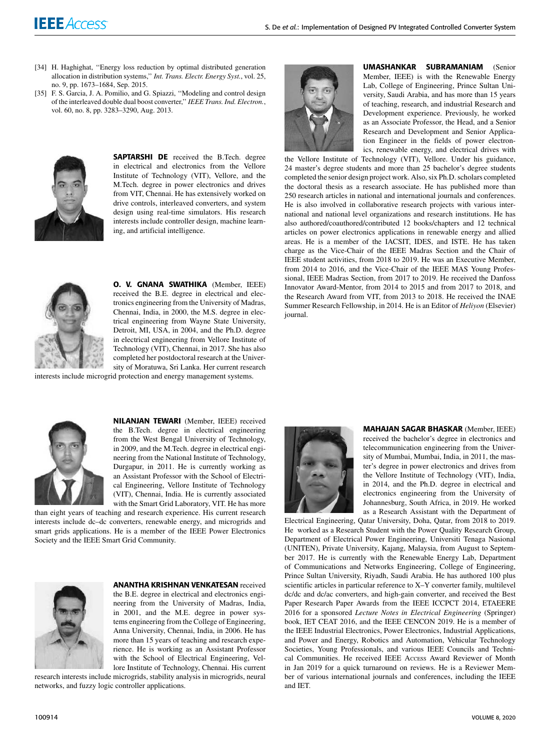[34] H. Haghighat, "Energy loss reduction by optimal distributed generation allocation in distribution systems," *Int. Trans. Electr. Energy Syst.*, vol. 25, no. 9, pp. 1673–1684, Sep. 2015.

[35] F. S. Garcia, J. A. Pomilio, and G. Spiazzi, "Modeling and control design of the interleaved double dual boost converter," *IEEE Trans. Ind. Electron.*, vol. 60, no. 8, pp. 3283–3290, Aug. 2013.

**SAPTARSHI DE** received the B.Tech. degree in electrical and electronics from the Vellore Institute of Technology (VIT), Vellore, and the M.Tech. degree in power electronics and drives from VIT, Chennai. He has extensively worked on drive controls, interleaved converters, and system design using real-time simulators. His research interests include controller design, machine learning, and artificial intelligence.

**O. V. GNANA SWATHIKA** (Member, IEEE) received the B.E. degree in electrical and electronics engineering from the University of Madras, Chennai, India, in 2000, the M.S. degree in electrical engineering from Wayne State University, Detroit, MI, USA, in 2004, and the Ph.D. degree in electrical engineering from Vellore Institute of Technology (VIT), Chennai, in 2017. She has also completed her postdoctoral research at the University of Moratuwa, Sri Lanka. Her current research interests include microgrid protection and energy management systems.

**NILANJAN TEWARI** (Member, IEEE) received the B.Tech. degree in electrical engineering from the West Bengal University of Technology, in 2009, and the M.Tech. degree in electrical engineering from the National Institute of Technology, Durgapur, in 2011. He is currently working as an Assistant Professor with the School of Electrical Engineering, Vellore Institute of Technology (VIT), Chennai, India. He is currently associated with the Smart Grid Laboratory, VIT. He has more than eight years of teaching and research experience. His current research interests include dc–dc converters, renewable energy, and microgrids and smart grids applications. He is a member of the IEEE Power Electronics Society and the IEEE Smart Grid Community.

**ANANTHA KRISHNAN VENKATESAN** received the B.E. degree in electrical and electronics engineering from the University of Madras, India, in 2001, and the M.E. degree in power systems engineering from the College of Engineering, Anna University, Chennai, India, in 2006. He has more than 15 years of teaching and research experience. He is working as an Assistant Professor with the School of Electrical Engineering, Vellore Institute of Technology, Chennai. His current research interests include microgrids, stability analysis in microgrids, neural networks, and fuzzy logic controller applications.

**UMASHANKAR SUBRAMANIAM** (Senior Member, IEEE) is with the Renewable Energy Lab, College of Engineering, Prince Sultan University, Saudi Arabia, and has more than 15 years of teaching, research, and industrial Research and Development experience. Previously, he worked as an Associate Professor, the Head, and a Senior Research and Development and Senior Application Engineer in the fields of power electronics, renewable energy, and electrical drives with the Vellore Institute of Technology (VIT), Vellore. Under his guidance, 24 master's degree students and more than 25 bachelor's degree students completed the senior design project work. Also, six Ph.D. scholars completed the doctoral thesis as a research associate. He has published more than 250 research articles in national and international journals and conferences. He is also involved in collaborative research projects with various international and national level organizations and research institutions. He has also authored/coauthored/contributed 12 books/chapters and 12 technical articles on power electronics applications in renewable energy and allied areas. He is a member of the IACSIT, IDES, and ISTE. He has taken charge as the Vice-Chair of the IEEE Madras Section and the Chair of IEEE student activities, from 2018 to 2019. He was an Executive Member, from 2014 to 2016, and the Vice-Chair of the IEEE MAS Young Professional, IEEE Madras Section, from 2017 to 2019. He received the Danfoss Innovator Award-Mentor, from 2014 to 2015 and from 2017 to 2018, and the Research Award from VIT, from 2013 to 2018. He received the INAE Summer Research Fellowship, in 2014. He is an Editor of *Heliyon* (Elsevier) journal.

**MAHAJAN SAGAR BHASKAR** (Member, IEEE) received the bachelor's degree in electronics and telecommunication engineering from the University of Mumbai, Mumbai, India, in 2011, the master's degree in power electronics and drives from the Vellore Institute of Technology (VIT), India, in 2014, and the Ph.D. degree in electrical and electronics engineering from the University of Johannesburg, South Africa, in 2019. He worked as a Research Assistant with the Department of Electrical Engineering, Qatar University, Doha, Qatar, from 2018 to 2019. He worked as a Research Student with the Power Quality Research Group, Department of Electrical Power Engineering, Universiti Tenaga Nasional (UNITEN), Private University, Kajang, Malaysia, from August to September 2017. He is currently with the Renewable Energy Lab, Department of Communications and Networks Engineering, College of Engineering, Prince Sultan University, Riyadh, Saudi Arabia. He has authored 100 plus scientific articles in particular reference to X–Y converter family, multilevel dc/dc and dc/ac converters, and high-gain converter, and received the Best Paper Research Paper Awards from the IEEE ICCPCT 2014, ETAEERE 2016 for a sponsored *Lecture Notes in Electrical Engineering* (Springer) book, IET CEAT 2016, and the IEEE CENCON 2019. He is a member of the IEEE Industrial Electronics, Power Electronics, Industrial Applications, and Power and Energy, Robotics and Automation, Vehicular Technology Societies, Young Professionals, and various IEEE Councils and Technical Communities. He received IEEE ACCESS Award Reviewer of Month in Jan 2019 for a quick turnaround on reviews. He is a Reviewer Member of various international journals and conferences, including the IEEE and IET.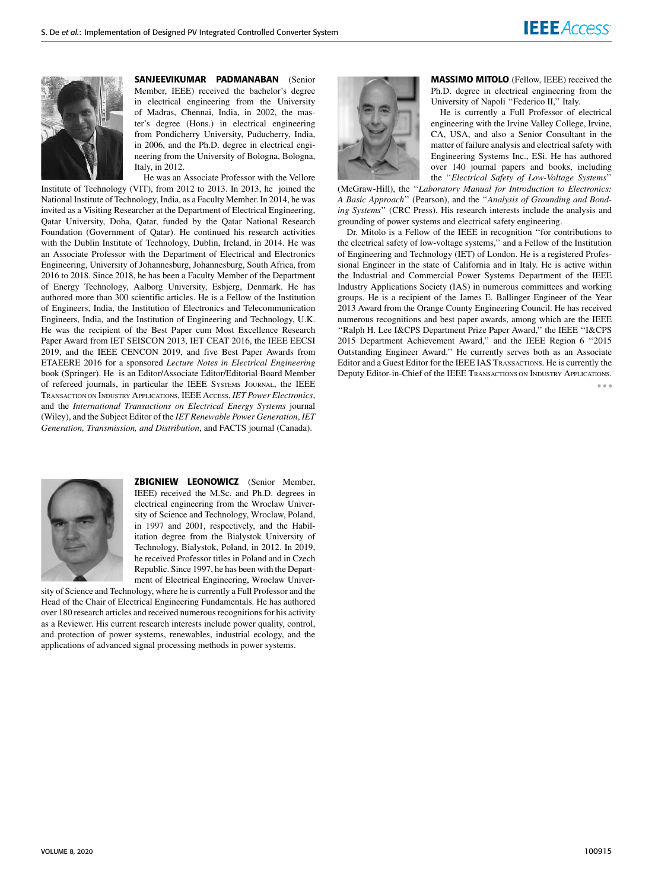**SANJEEVIKUMAR PADMANABAN** (Senior Member, IEEE) received the bachelor's degree in electrical engineering from the University of Madras, Chennai, India, in 2002, the master's degree (Hons.) in electrical engineering from Pondicherry University, Puducherry, India, in 2006, and the Ph.D. degree in electrical engineering from the University of Bologna, Bologna, Italy, in 2012.

He was an Associate Professor with the Vellore Institute of Technology (VIT), from 2012 to 2013. In 2013, he joined the National Institute of Technology, India, as a Faculty Member. In 2014, he was invited as a Visiting Researcher at the Department of Electrical Engineering, Qatar University, Doha, Qatar, funded by the Qatar National Research Foundation (Government of Qatar). He continued his research activities with the Dublin Institute of Technology, Dublin, Ireland, in 2014. He was an Associate Professor with the Department of Electrical and Electronics Engineering, University of Johannesburg, Johannesburg, South Africa, from 2016 to 2018. Since 2018, he has been a Faculty Member of the Department of Energy Technology, Aalborg University, Esbjerg, Denmark. He has authored more than 300 scientific articles. He is a Fellow of the Institution of Engineers, India, the Institution of Electronics and Telecommunication Engineers, India, and the Institution of Engineering and Technology, U.K. He was the recipient of the Best Paper cum Most Excellence Research Paper Award from IET SEISCON 2013, IET CEAT 2016, the IEEE EECSI 2019, and the IEEE CENCON 2019, and five Best Paper Awards from ETAEERE 2016 for a sponsored *Lecture Notes in Electrical Engineering* book (Springer). He is an Editor/Associate Editor/Editorial Board Member of refereed journals, in particular the IEEE SYSTEMS JOURNAL, the IEEE TRANSACTION ON INDUSTRY APPLICATIONS, IEEE ACCESS, *IET Power Electronics*, and the *International Transactions on Electrical Energy Systems* journal (Wiley), and the Subject Editor of the *IET Renewable Power Generation*, *IET Generation, Transmission, and Distribution*, and FACTS journal (Canada).

**ZBIGNIEW LEONOWICZ** (Senior Member, IEEE) received the M.Sc. and Ph.D. degrees in electrical engineering from the Wroclaw University of Science and Technology, Wroclaw, Poland, in 1997 and 2001, respectively, and the Habilitation degree from the Bialystok University of Technology, Bialystok, Poland, in 2012. In 2019, he received Professor titles in Poland and in Czech Republic. Since 1997, he has been with the Department of Electrical Engineering, Wroclaw University of Science and Technology, where he is currently a Full Professor and the Head of the Chair of Electrical Engineering Fundamentals. He has authored over 180 research articles and received numerous recognitions for his activity as a Reviewer. His current research interests include power quality, control, and protection of power systems, renewables, industrial ecology, and the applications of advanced signal processing methods in power systems.

**MASSIMO MITOLO** (Fellow, IEEE) received the Ph.D. degree in electrical engineering from the University of Napoli "Federico II," Italy.

He is currently a Full Professor of electrical engineering with the Irvine Valley College, Irvine, CA, USA, and also a Senior Consultant in the matter of failure analysis and electrical safety with Engineering Systems Inc., ESi. He has authored over 140 journal papers and books, including the "*Electrical Safety of Low-Voltage Systems*" (McGraw-Hill), the "*Laboratory Manual for Introduction to Electronics: A Basic Approach*" (Pearson), and the "*Analysis of Grounding and Bonding Systems*" (CRC Press). His research interests include the analysis and grounding of power systems and electrical safety engineering.

Dr. Mitolo is a Fellow of the IEEE in recognition "for contributions to the electrical safety of low-voltage systems," and a Fellow of the Institution of Engineering and Technology (IET) of London. He is a registered Professional Engineer in the state of California and in Italy. He is active within the Industrial and Commercial Power Systems Department of the IEEE Industry Applications Society (IAS) in numerous committees and working groups. He is a recipient of the James E. Ballinger Engineer of the Year 2013 Award from the Orange County Engineering Council. He has received numerous recognitions and best paper awards, among which are the IEEE "Ralph H. Lee I&CPS Department Prize Paper Award," the IEEE "I&CPS 2015 Department Achievement Award," and the IEEE Region 6 "2015 Outstanding Engineer Award." He currently serves both as an Associate Editor and a Guest Editor for the IEEE IAS TRANSACTIONS. He is currently the Deputy Editor-in-Chief of the IEEE TRANSACTIONS ON INDUSTRY APPLICATIONS.

• • •